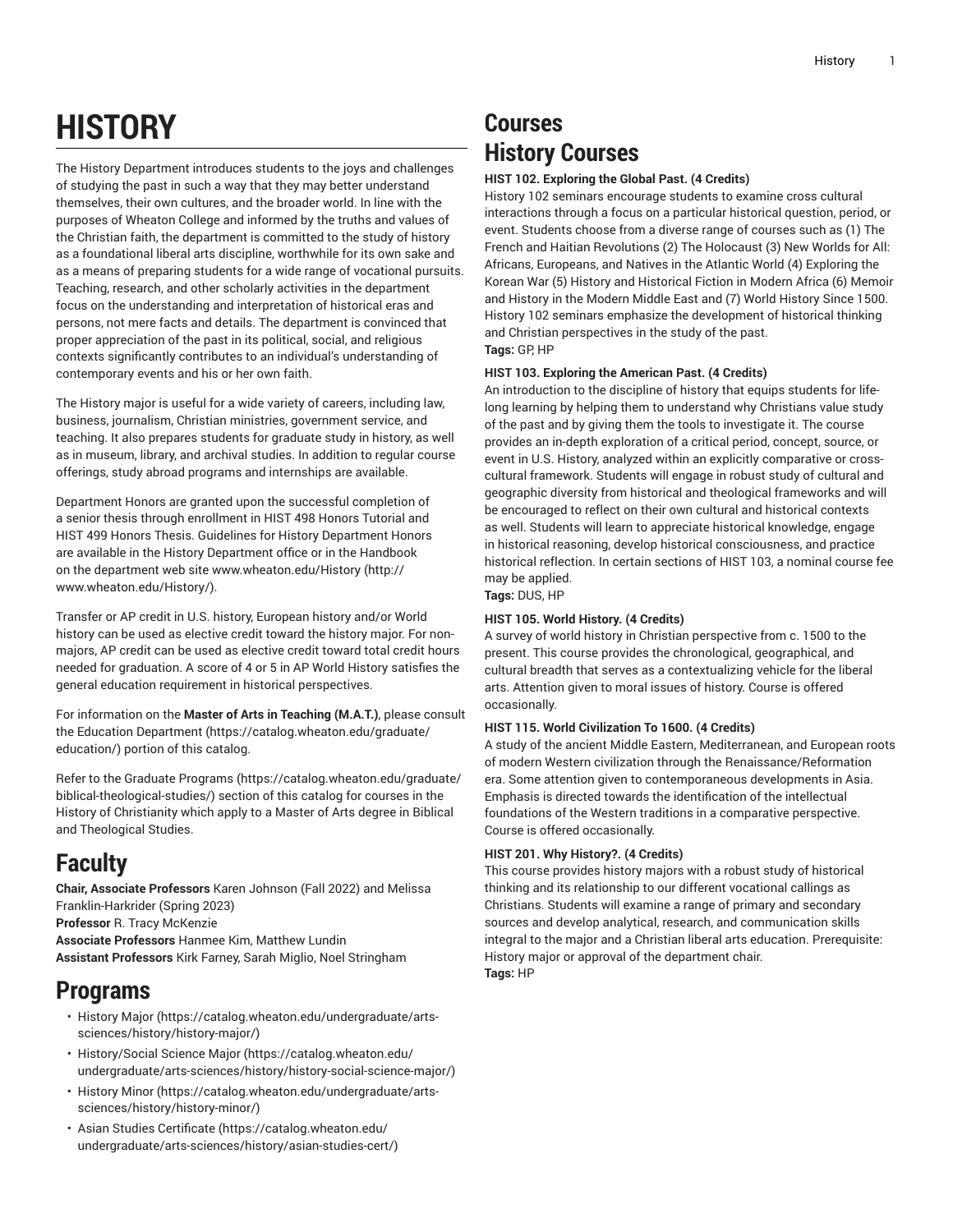# HISTORY

The History Department introduces students to the joys and challenges of studying the past in such a way that they may better understand themselves, their own cultures, and the broader world. In line with the purposes of Wheaton College and informed by the truths and values of the Christian faith, the department is committed to the study of history as a foundational liberal arts discipline, worthwhile for its own sake and as a means of preparing students for a wide range of vocational pursuits. Teaching, research, and other scholarly activities in the department focus on the understanding and interpretation of historical eras and persons, not mere facts and details. The department is convinced that proper appreciation of the past in its political, social, and religious contexts significantly contributes to an individual's understanding of contemporary events and his or her own faith.

The History major is useful for a wide variety of careers, including law, business, journalism, Christian ministries, government service, and teaching. It also prepares students for graduate study in history, as well as in museum, library, and archival studies. In addition to regular course offerings, study abroad programs and internships are available.

Department Honors are granted upon the successful completion of a senior thesis through enrollment in HIST 498 Honors Tutorial and HIST 499 Honors Thesis. Guidelines for History Department Honors are available in the History Department office or in the Handbook on the department web site www.wheaton.edu/History (http://www.wheaton.edu/History/).

Transfer or AP credit in U.S. history, European history and/or World history can be used as elective credit toward the history major. For non-majors, AP credit can be used as elective credit toward total credit hours needed for graduation. A score of 4 or 5 in AP World History satisfies the general education requirement in historical perspectives.

For information on the **Master of Arts in Teaching (M.A.T.)**, please consult the Education Department (https://catalog.wheaton.edu/graduate/education/) portion of this catalog.

Refer to the Graduate Programs (https://catalog.wheaton.edu/graduate/biblical-theological-studies/) section of this catalog for courses in the History of Christianity which apply to a Master of Arts degree in Biblical and Theological Studies.

## Faculty

**Chair, Associate Professors** Karen Johnson (Fall 2022) and Melissa Franklin-Harkrider (Spring 2023)
**Professor** R. Tracy McKenzie
**Associate Professors** Hanmee Kim, Matthew Lundin
**Assistant Professors** Kirk Farney, Sarah Miglio, Noel Stringham

## Programs

- History Major (https://catalog.wheaton.edu/undergraduate/arts-sciences/history/history-major/)
- History/Social Science Major (https://catalog.wheaton.edu/undergraduate/arts-sciences/history/history-social-science-major/)
- History Minor (https://catalog.wheaton.edu/undergraduate/arts-sciences/history/history-minor/)
- Asian Studies Certificate (https://catalog.wheaton.edu/undergraduate/arts-sciences/history/asian-studies-cert/)

## Courses

## History Courses

**HIST 102. Exploring the Global Past. (4 Credits)**
History 102 seminars encourage students to examine cross cultural interactions through a focus on a particular historical question, period, or event. Students choose from a diverse range of courses such as (1) The French and Haitian Revolutions (2) The Holocaust (3) New Worlds for All: Africans, Europeans, and Natives in the Atlantic World (4) Exploring the Korean War (5) History and Historical Fiction in Modern Africa (6) Memoir and History in the Modern Middle East and (7) World History Since 1500. History 102 seminars emphasize the development of historical thinking and Christian perspectives in the study of the past.
**Tags:** GP, HP

**HIST 103. Exploring the American Past. (4 Credits)**
An introduction to the discipline of history that equips students for life-long learning by helping them to understand why Christians value study of the past and by giving them the tools to investigate it. The course provides an in-depth exploration of a critical period, concept, source, or event in U.S. History, analyzed within an explicitly comparative or cross-cultural framework. Students will engage in robust study of cultural and geographic diversity from historical and theological frameworks and will be encouraged to reflect on their own cultural and historical contexts as well. Students will learn to appreciate historical knowledge, engage in historical reasoning, develop historical consciousness, and practice historical reflection. In certain sections of HIST 103, a nominal course fee may be applied.
**Tags:** DUS, HP

**HIST 105. World History. (4 Credits)**
A survey of world history in Christian perspective from c. 1500 to the present. This course provides the chronological, geographical, and cultural breadth that serves as a contextualizing vehicle for the liberal arts. Attention given to moral issues of history. Course is offered occasionally.

**HIST 115. World Civilization To 1600. (4 Credits)**
A study of the ancient Middle Eastern, Mediterranean, and European roots of modern Western civilization through the Renaissance/Reformation era. Some attention given to contemporaneous developments in Asia. Emphasis is directed towards the identification of the intellectual foundations of the Western traditions in a comparative perspective. Course is offered occasionally.

**HIST 201. Why History?. (4 Credits)**
This course provides history majors with a robust study of historical thinking and its relationship to our different vocational callings as Christians. Students will examine a range of primary and secondary sources and develop analytical, research, and communication skills integral to the major and a Christian liberal arts education. Prerequisite: History major or approval of the department chair.
**Tags:** HP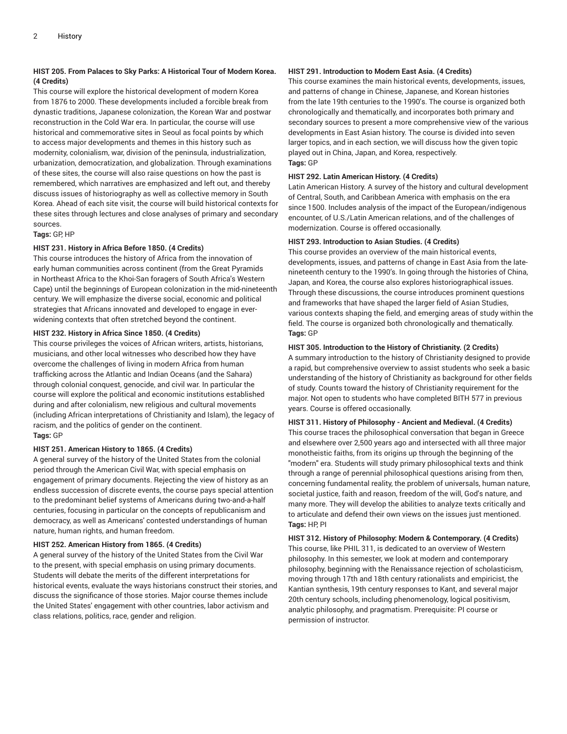### HIST 205. From Palaces to Sky Parks: A Historical Tour of Modern Korea. (4 Credits)

This course will explore the historical development of modern Korea from 1876 to 2000. These developments included a forcible break from dynastic traditions, Japanese colonization, the Korean War and postwar reconstruction in the Cold War era. In particular, the course will use historical and commemorative sites in Seoul as focal points by which to access major developments and themes in this history such as modernity, colonialism, war, division of the peninsula, industrialization, urbanization, democratization, and globalization. Through examinations of these sites, the course will also raise questions on how the past is remembered, which narratives are emphasized and left out, and thereby discuss issues of historiography as well as collective memory in South Korea. Ahead of each site visit, the course will build historical contexts for these sites through lectures and close analyses of primary and secondary sources.

**Tags:** GP, HP

### HIST 231. History in Africa Before 1850. (4 Credits)

This course introduces the history of Africa from the innovation of early human communities across continent (from the Great Pyramids in Northeast Africa to the Khoi-San foragers of South Africa's Western Cape) until the beginnings of European colonization in the mid-nineteenth century. We will emphasize the diverse social, economic and political strategies that Africans innovated and developed to engage in ever-widening contexts that often stretched beyond the continent.

### HIST 232. History in Africa Since 1850. (4 Credits)

This course privileges the voices of African writers, artists, historians, musicians, and other local witnesses who described how they have overcome the challenges of living in modern Africa from human trafficking across the Atlantic and Indian Oceans (and the Sahara) through colonial conquest, genocide, and civil war. In particular the course will explore the political and economic institutions established during and after colonialism, new religious and cultural movements (including African interpretations of Christianity and Islam), the legacy of racism, and the politics of gender on the continent.

**Tags:** GP

### HIST 251. American History to 1865. (4 Credits)

A general survey of the history of the United States from the colonial period through the American Civil War, with special emphasis on engagement of primary documents. Rejecting the view of history as an endless succession of discrete events, the course pays special attention to the predominant belief systems of Americans during two-and-a-half centuries, focusing in particular on the concepts of republicanism and democracy, as well as Americans' contested understandings of human nature, human rights, and human freedom.

### HIST 252. American History from 1865. (4 Credits)

A general survey of the history of the United States from the Civil War to the present, with special emphasis on using primary documents. Students will debate the merits of the different interpretations for historical events, evaluate the ways historians construct their stories, and discuss the significance of those stories. Major course themes include the United States' engagement with other countries, labor activism and class relations, politics, race, gender and religion.

### HIST 291. Introduction to Modern East Asia. (4 Credits)

This course examines the main historical events, developments, issues, and patterns of change in Chinese, Japanese, and Korean histories from the late 19th centuries to the 1990's. The course is organized both chronologically and thematically, and incorporates both primary and secondary sources to present a more comprehensive view of the various developments in East Asian history. The course is divided into seven larger topics, and in each section, we will discuss how the given topic played out in China, Japan, and Korea, respectively.

**Tags:** GP

### HIST 292. Latin American History. (4 Credits)

Latin American History. A survey of the history and cultural development of Central, South, and Caribbean America with emphasis on the era since 1500. Includes analysis of the impact of the European/indigenous encounter, of U.S./Latin American relations, and of the challenges of modernization. Course is offered occasionally.

### HIST 293. Introduction to Asian Studies. (4 Credits)

This course provides an overview of the main historical events, developments, issues, and patterns of change in East Asia from the late-nineteenth century to the 1990's. In going through the histories of China, Japan, and Korea, the course also explores historiographical issues. Through these discussions, the course introduces prominent questions and frameworks that have shaped the larger field of Asian Studies, various contexts shaping the field, and emerging areas of study within the field. The course is organized both chronologically and thematically.

**Tags:** GP

### HIST 305. Introduction to the History of Christianity. (2 Credits)

A summary introduction to the history of Christianity designed to provide a rapid, but comprehensive overview to assist students who seek a basic understanding of the history of Christianity as background for other fields of study. Counts toward the history of Christianity requirement for the major. Not open to students who have completed BITH 577 in previous years. Course is offered occasionally.

### HIST 311. History of Philosophy - Ancient and Medieval. (4 Credits)

This course traces the philosophical conversation that began in Greece and elsewhere over 2,500 years ago and intersected with all three major monotheistic faiths, from its origins up through the beginning of the "modern" era. Students will study primary philosophical texts and think through a range of perennial philosophical questions arising from then, concerning fundamental reality, the problem of universals, human nature, societal justice, faith and reason, freedom of the will, God's nature, and many more. They will develop the abilities to analyze texts critically and to articulate and defend their own views on the issues just mentioned.

**Tags:** HP, PI

### HIST 312. History of Philosophy: Modern & Contemporary. (4 Credits)

This course, like PHIL 311, is dedicated to an overview of Western philosophy. In this semester, we look at modern and contemporary philosophy, beginning with the Renaissance rejection of scholasticism, moving through 17th and 18th century rationalists and empiricist, the Kantian synthesis, 19th century responses to Kant, and several major 20th century schools, including phenomenology, logical positivism, analytic philosophy, and pragmatism. Prerequisite: PI course or permission of instructor.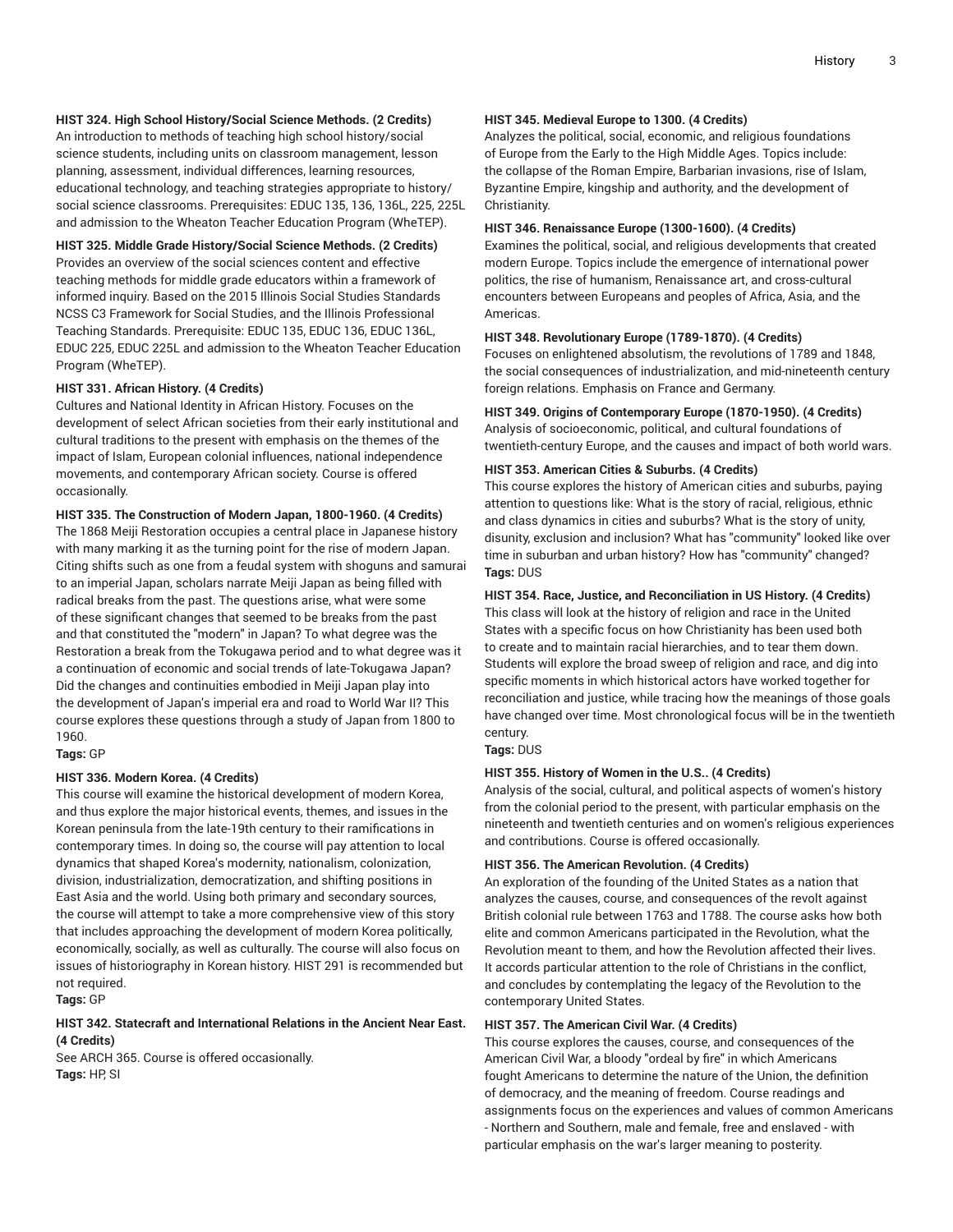**HIST 324. High School History/Social Science Methods. (2 Credits)**
An introduction to methods of teaching high school history/social science students, including units on classroom management, lesson planning, assessment, individual differences, learning resources, educational technology, and teaching strategies appropriate to history/social science classrooms. Prerequisites: EDUC 135, 136, 136L, 225, 225L and admission to the Wheaton Teacher Education Program (WheTEP).

**HIST 325. Middle Grade History/Social Science Methods. (2 Credits)**
Provides an overview of the social sciences content and effective teaching methods for middle grade educators within a framework of informed inquiry. Based on the 2015 Illinois Social Studies Standards NCSS C3 Framework for Social Studies, and the Illinois Professional Teaching Standards. Prerequisite: EDUC 135, EDUC 136, EDUC 136L, EDUC 225, EDUC 225L and admission to the Wheaton Teacher Education Program (WheTEP).

**HIST 331. African History. (4 Credits)**
Cultures and National Identity in African History. Focuses on the development of select African societies from their early institutional and cultural traditions to the present with emphasis on the themes of the impact of Islam, European colonial influences, national independence movements, and contemporary African society. Course is offered occasionally.

**HIST 335. The Construction of Modern Japan, 1800-1960. (4 Credits)**
The 1868 Meiji Restoration occupies a central place in Japanese history with many marking it as the turning point for the rise of modern Japan. Citing shifts such as one from a feudal system with shoguns and samurai to an imperial Japan, scholars narrate Meiji Japan as being filled with radical breaks from the past. The questions arise, what were some of these significant changes that seemed to be breaks from the past and that constituted the "modern" in Japan? To what degree was the Restoration a break from the Tokugawa period and to what degree was it a continuation of economic and social trends of late-Tokugawa Japan? Did the changes and continuities embodied in Meiji Japan play into the development of Japan's imperial era and road to World War II? This course explores these questions through a study of Japan from 1800 to 1960.
**Tags:** GP

**HIST 336. Modern Korea. (4 Credits)**
This course will examine the historical development of modern Korea, and thus explore the major historical events, themes, and issues in the Korean peninsula from the late-19th century to their ramifications in contemporary times. In doing so, the course will pay attention to local dynamics that shaped Korea's modernity, nationalism, colonization, division, industrialization, democratization, and shifting positions in East Asia and the world. Using both primary and secondary sources, the course will attempt to take a more comprehensive view of this story that includes approaching the development of modern Korea politically, economically, socially, as well as culturally. The course will also focus on issues of historiography in Korean history. HIST 291 is recommended but not required.
**Tags:** GP

**HIST 342. Statecraft and International Relations in the Ancient Near East. (4 Credits)**
See ARCH 365. Course is offered occasionally.
**Tags:** HP, SI

**HIST 345. Medieval Europe to 1300. (4 Credits)**
Analyzes the political, social, economic, and religious foundations of Europe from the Early to the High Middle Ages. Topics include: the collapse of the Roman Empire, Barbarian invasions, rise of Islam, Byzantine Empire, kingship and authority, and the development of Christianity.

**HIST 346. Renaissance Europe (1300-1600). (4 Credits)**
Examines the political, social, and religious developments that created modern Europe. Topics include the emergence of international power politics, the rise of humanism, Renaissance art, and cross-cultural encounters between Europeans and peoples of Africa, Asia, and the Americas.

**HIST 348. Revolutionary Europe (1789-1870). (4 Credits)**
Focuses on enlightened absolutism, the revolutions of 1789 and 1848, the social consequences of industrialization, and mid-nineteenth century foreign relations. Emphasis on France and Germany.

**HIST 349. Origins of Contemporary Europe (1870-1950). (4 Credits)**
Analysis of socioeconomic, political, and cultural foundations of twentieth-century Europe, and the causes and impact of both world wars.

**HIST 353. American Cities & Suburbs. (4 Credits)**
This course explores the history of American cities and suburbs, paying attention to questions like: What is the story of racial, religious, ethnic and class dynamics in cities and suburbs? What is the story of unity, disunity, exclusion and inclusion? What has "community" looked like over time in suburban and urban history? How has "community" changed?
**Tags:** DUS

**HIST 354. Race, Justice, and Reconciliation in US History. (4 Credits)**
This class will look at the history of religion and race in the United States with a specific focus on how Christianity has been used both to create and to maintain racial hierarchies, and to tear them down. Students will explore the broad sweep of religion and race, and dig into specific moments in which historical actors have worked together for reconciliation and justice, while tracing how the meanings of those goals have changed over time. Most chronological focus will be in the twentieth century.
**Tags:** DUS

**HIST 355. History of Women in the U.S.. (4 Credits)**
Analysis of the social, cultural, and political aspects of women's history from the colonial period to the present, with particular emphasis on the nineteenth and twentieth centuries and on women's religious experiences and contributions. Course is offered occasionally.

**HIST 356. The American Revolution. (4 Credits)**
An exploration of the founding of the United States as a nation that analyzes the causes, course, and consequences of the revolt against British colonial rule between 1763 and 1788. The course asks how both elite and common Americans participated in the Revolution, what the Revolution meant to them, and how the Revolution affected their lives. It accords particular attention to the role of Christians in the conflict, and concludes by contemplating the legacy of the Revolution to the contemporary United States.

**HIST 357. The American Civil War. (4 Credits)**
This course explores the causes, course, and consequences of the American Civil War, a bloody "ordeal by fire" in which Americans fought Americans to determine the nature of the Union, the definition of democracy, and the meaning of freedom. Course readings and assignments focus on the experiences and values of common Americans - Northern and Southern, male and female, free and enslaved - with particular emphasis on the war's larger meaning to posterity.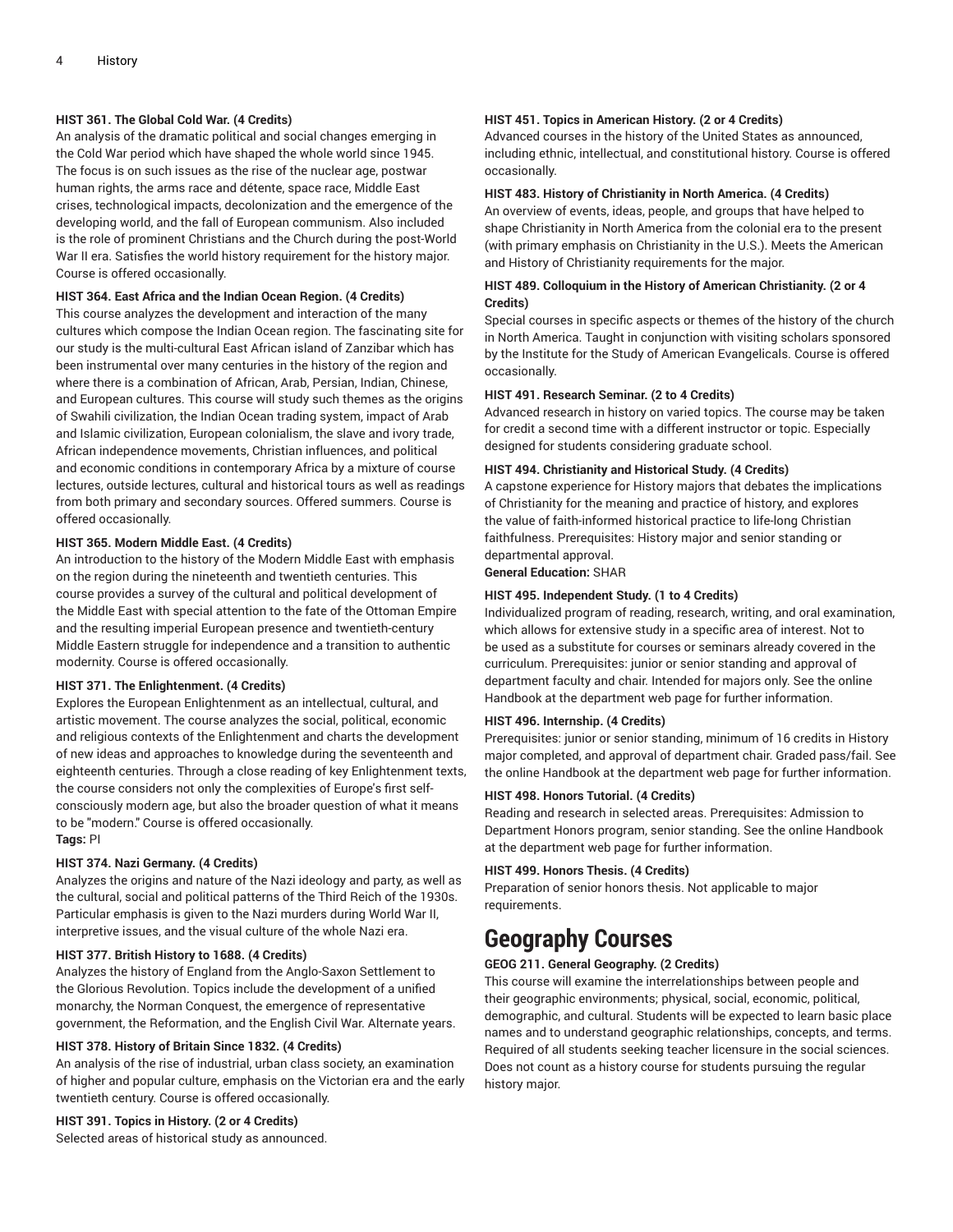**HIST 361. The Global Cold War. (4 Credits)**
An analysis of the dramatic political and social changes emerging in the Cold War period which have shaped the whole world since 1945. The focus is on such issues as the rise of the nuclear age, postwar human rights, the arms race and détente, space race, Middle East crises, technological impacts, decolonization and the emergence of the developing world, and the fall of European communism. Also included is the role of prominent Christians and the Church during the post-World War II era. Satisfies the world history requirement for the history major. Course is offered occasionally.

**HIST 364. East Africa and the Indian Ocean Region. (4 Credits)**
This course analyzes the development and interaction of the many cultures which compose the Indian Ocean region. The fascinating site for our study is the multi-cultural East African island of Zanzibar which has been instrumental over many centuries in the history of the region and where there is a combination of African, Arab, Persian, Indian, Chinese, and European cultures. This course will study such themes as the origins of Swahili civilization, the Indian Ocean trading system, impact of Arab and Islamic civilization, European colonialism, the slave and ivory trade, African independence movements, Christian influences, and political and economic conditions in contemporary Africa by a mixture of course lectures, outside lectures, cultural and historical tours as well as readings from both primary and secondary sources. Offered summers. Course is offered occasionally.

**HIST 365. Modern Middle East. (4 Credits)**
An introduction to the history of the Modern Middle East with emphasis on the region during the nineteenth and twentieth centuries. This course provides a survey of the cultural and political development of the Middle East with special attention to the fate of the Ottoman Empire and the resulting imperial European presence and twentieth-century Middle Eastern struggle for independence and a transition to authentic modernity. Course is offered occasionally.

**HIST 371. The Enlightenment. (4 Credits)**
Explores the European Enlightenment as an intellectual, cultural, and artistic movement. The course analyzes the social, political, economic and religious contexts of the Enlightenment and charts the development of new ideas and approaches to knowledge during the seventeenth and eighteenth centuries. Through a close reading of key Enlightenment texts, the course considers not only the complexities of Europe's first self-consciously modern age, but also the broader question of what it means to be "modern." Course is offered occasionally.
**Tags:** PI

**HIST 374. Nazi Germany. (4 Credits)**
Analyzes the origins and nature of the Nazi ideology and party, as well as the cultural, social and political patterns of the Third Reich of the 1930s. Particular emphasis is given to the Nazi murders during World War II, interpretive issues, and the visual culture of the whole Nazi era.

**HIST 377. British History to 1688. (4 Credits)**
Analyzes the history of England from the Anglo-Saxon Settlement to the Glorious Revolution. Topics include the development of a unified monarchy, the Norman Conquest, the emergence of representative government, the Reformation, and the English Civil War. Alternate years.

**HIST 378. History of Britain Since 1832. (4 Credits)**
An analysis of the rise of industrial, urban class society, an examination of higher and popular culture, emphasis on the Victorian era and the early twentieth century. Course is offered occasionally.

**HIST 391. Topics in History. (2 or 4 Credits)**
Selected areas of historical study as announced.

**HIST 451. Topics in American History. (2 or 4 Credits)**
Advanced courses in the history of the United States as announced, including ethnic, intellectual, and constitutional history. Course is offered occasionally.

**HIST 483. History of Christianity in North America. (4 Credits)**
An overview of events, ideas, people, and groups that have helped to shape Christianity in North America from the colonial era to the present (with primary emphasis on Christianity in the U.S.). Meets the American and History of Christianity requirements for the major.

**HIST 489. Colloquium in the History of American Christianity. (2 or 4 Credits)**
Special courses in specific aspects or themes of the history of the church in North America. Taught in conjunction with visiting scholars sponsored by the Institute for the Study of American Evangelicals. Course is offered occasionally.

**HIST 491. Research Seminar. (2 to 4 Credits)**
Advanced research in history on varied topics. The course may be taken for credit a second time with a different instructor or topic. Especially designed for students considering graduate school.

**HIST 494. Christianity and Historical Study. (4 Credits)**
A capstone experience for History majors that debates the implications of Christianity for the meaning and practice of history, and explores the value of faith-informed historical practice to life-long Christian faithfulness. Prerequisites: History major and senior standing or departmental approval.
**General Education:** SHAR

**HIST 495. Independent Study. (1 to 4 Credits)**
Individualized program of reading, research, writing, and oral examination, which allows for extensive study in a specific area of interest. Not to be used as a substitute for courses or seminars already covered in the curriculum. Prerequisites: junior or senior standing and approval of department faculty and chair. Intended for majors only. See the online Handbook at the department web page for further information.

**HIST 496. Internship. (4 Credits)**
Prerequisites: junior or senior standing, minimum of 16 credits in History major completed, and approval of department chair. Graded pass/fail. See the online Handbook at the department web page for further information.

**HIST 498. Honors Tutorial. (4 Credits)**
Reading and research in selected areas. Prerequisites: Admission to Department Honors program, senior standing. See the online Handbook at the department web page for further information.

**HIST 499. Honors Thesis. (4 Credits)**
Preparation of senior honors thesis. Not applicable to major requirements.

# Geography Courses

**GEOG 211. General Geography. (2 Credits)**
This course will examine the interrelationships between people and their geographic environments; physical, social, economic, political, demographic, and cultural. Students will be expected to learn basic place names and to understand geographic relationships, concepts, and terms. Required of all students seeking teacher licensure in the social sciences. Does not count as a history course for students pursuing the regular history major.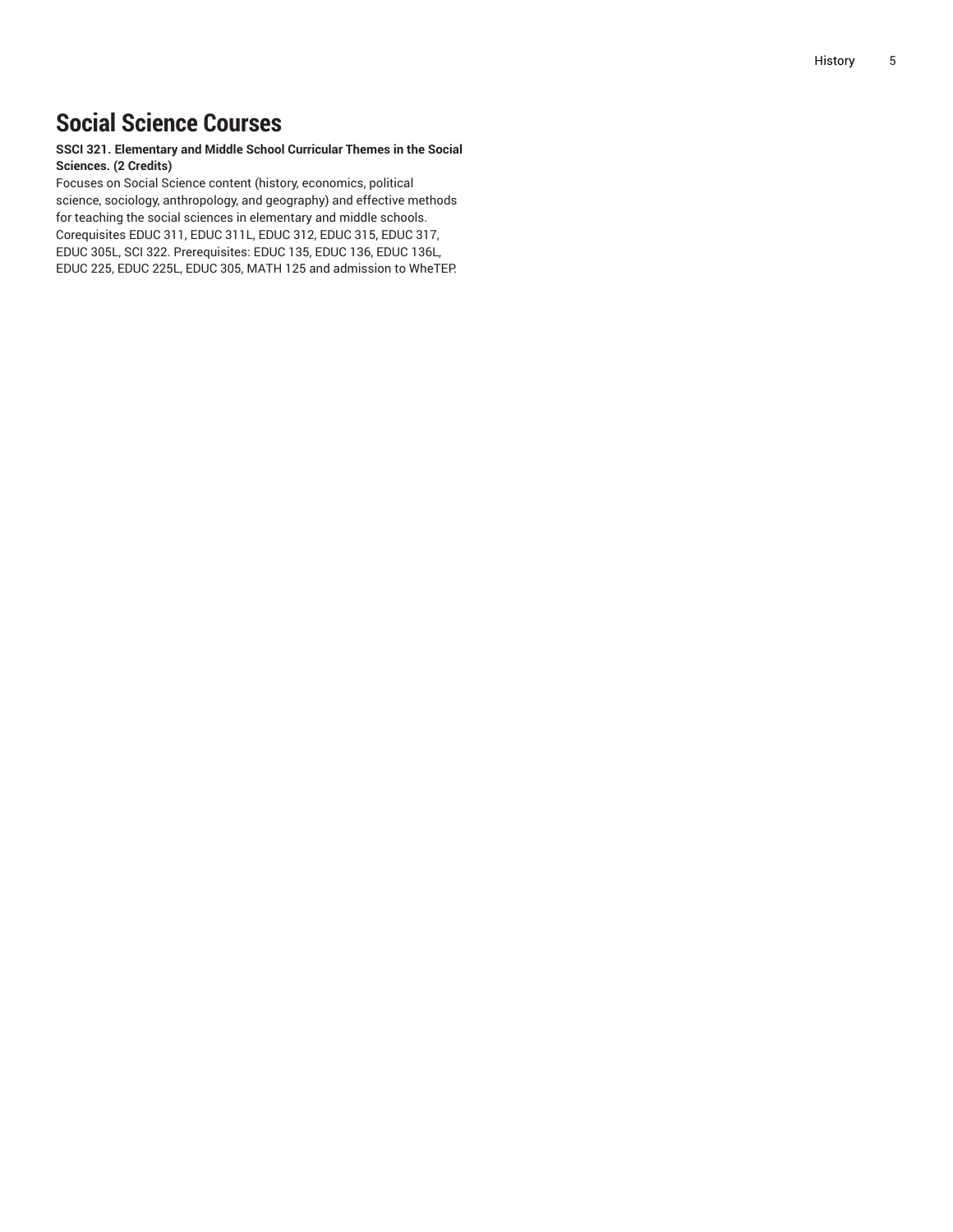## Social Science Courses

**SSCI 321. Elementary and Middle School Curricular Themes in the Social Sciences. (2 Credits)**
Focuses on Social Science content (history, economics, political science, sociology, anthropology, and geography) and effective methods for teaching the social sciences in elementary and middle schools. Corequisites EDUC 311, EDUC 311L, EDUC 312, EDUC 315, EDUC 317, EDUC 305L, SCI 322. Prerequisites: EDUC 135, EDUC 136, EDUC 136L, EDUC 225, EDUC 225L, EDUC 305, MATH 125 and admission to WheTEP.